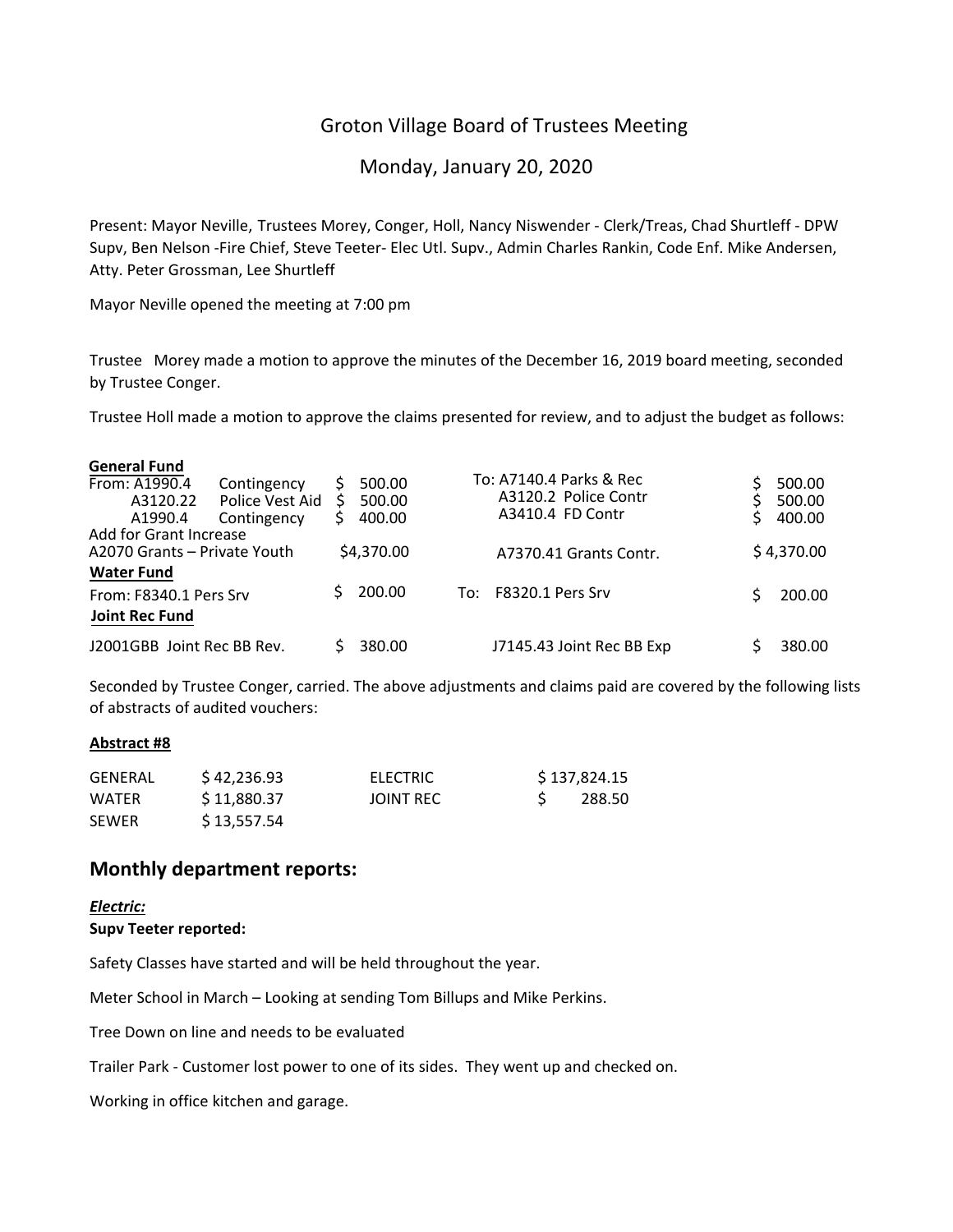# Groton Village Board of Trustees Meeting

## Monday, January 20, 2020

Present: Mayor Neville, Trustees Morey, Conger, Holl, Nancy Niswender - Clerk/Treas, Chad Shurtleff - DPW Supv, Ben Nelson -Fire Chief, Steve Teeter- Elec Utl. Supv., Admin Charles Rankin, Code Enf. Mike Andersen, Atty. Peter Grossman, Lee Shurtleff

Mayor Neville opened the meeting at 7:00 pm

Trustee Morey made a motion to approve the minutes of the December 16, 2019 board meeting, seconded by Trustee Conger.

Trustee Holl made a motion to approve the claims presented for review, and to adjust the budget as follows:

| | | | | |
|---|---|---|---|---|
| **General Fund** | | | | |
| From: A1990.4 | Contingency | $ 500.00 | To: A7140.4 Parks & Rec | $ 500.00 |
| A3120.22 | Police Vest Aid | $ 500.00 | A3120.2 Police Contr | $ 500.00 |
| A1990.4 | Contingency | $ 400.00 | A3410.4 FD Contr | $ 400.00 |
| Add for Grant Increase | | | | |
| A2070 Grants – Private Youth | | $4,370.00 | A7370.41 Grants Contr. | $ 4,370.00 |
| **Water Fund** | | | | |
| From: F8340.1 Pers Srv | | $ 200.00 | To: F8320.1 Pers Srv | $ 200.00 |
| **Joint Rec Fund** | | | | |
| J2001GBB Joint Rec BB Rev. | | $ 380.00 | J7145.43 Joint Rec BB Exp | $ 380.00 |

Seconded by Trustee Conger, carried. The above adjustments and claims paid are covered by the following lists of abstracts of audited vouchers:

**Abstract #8**

| | | | |
|---|---|---|---|
| GENERAL | $ 42,236.93 | ELECTRIC | $ 137,824.15 |
| WATER | $ 11,880.37 | JOINT REC | $ 288.50 |
| SEWER | $ 13,557.54 | | |

## Monthly department reports:

***Electric:***

**Supv Teeter reported:**

Safety Classes have started and will be held throughout the year.

Meter School in March – Looking at sending Tom Billups and Mike Perkins.

Tree Down on line and needs to be evaluated

Trailer Park - Customer lost power to one of its sides. They went up and checked on.

Working in office kitchen and garage.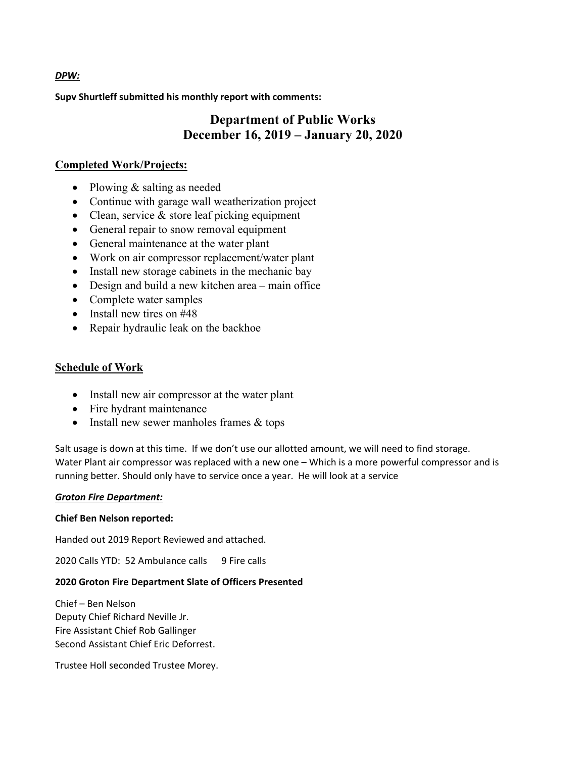***DPW:***

**Supv Shurtleff submitted his monthly report with comments:**

## Department of Public Works
## December 16, 2019 – January 20, 2020

### Completed Work/Projects:

- Plowing & salting as needed
- Continue with garage wall weatherization project
- Clean, service & store leaf picking equipment
- General repair to snow removal equipment
- General maintenance at the water plant
- Work on air compressor replacement/water plant
- Install new storage cabinets in the mechanic bay
- Design and build a new kitchen area – main office
- Complete water samples
- Install new tires on #48
- Repair hydraulic leak on the backhoe

### Schedule of Work

- Install new air compressor at the water plant
- Fire hydrant maintenance
- Install new sewer manholes frames & tops

Salt usage is down at this time. If we don't use our allotted amount, we will need to find storage.
Water Plant air compressor was replaced with a new one – Which is a more powerful compressor and is running better. Should only have to service once a year. He will look at a service

***Groton Fire Department:***

**Chief Ben Nelson reported:**

Handed out 2019 Report Reviewed and attached.

2020 Calls YTD: 52 Ambulance calls 9 Fire calls

**2020 Groton Fire Department Slate of Officers Presented**

Chief – Ben Nelson
Deputy Chief Richard Neville Jr.
Fire Assistant Chief Rob Gallinger
Second Assistant Chief Eric Deforrest.

Trustee Holl seconded Trustee Morey.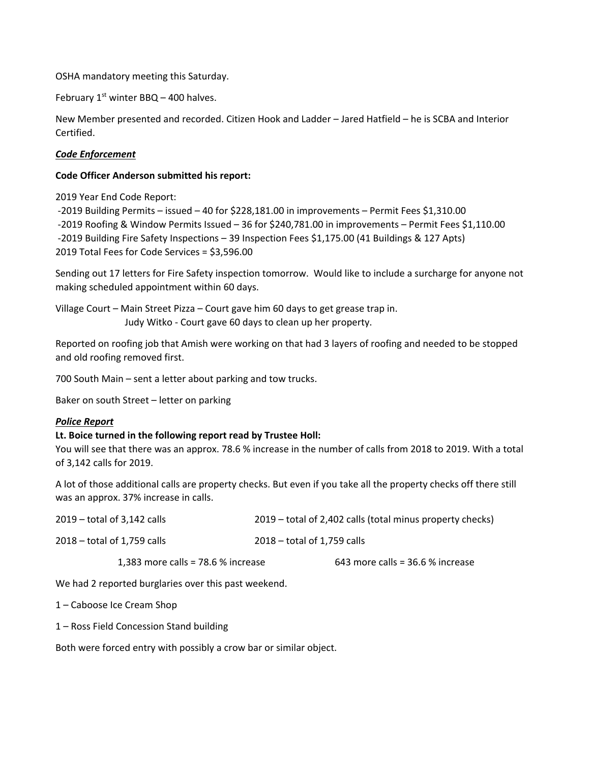OSHA mandatory meeting this Saturday.

February 1st winter BBQ – 400 halves.

New Member presented and recorded. Citizen Hook and Ladder – Jared Hatfield – he is SCBA and Interior Certified.

***Code Enforcement***

**Code Officer Anderson submitted his report:**

2019 Year End Code Report:
-2019 Building Permits – issued – 40 for $228,181.00 in improvements – Permit Fees $1,310.00
-2019 Roofing & Window Permits Issued – 36 for $240,781.00 in improvements – Permit Fees $1,110.00
-2019 Building Fire Safety Inspections – 39 Inspection Fees $1,175.00 (41 Buildings & 127 Apts)
2019 Total Fees for Code Services = $3,596.00

Sending out 17 letters for Fire Safety inspection tomorrow. Would like to include a surcharge for anyone not making scheduled appointment within 60 days.

Village Court – Main Street Pizza – Court gave him 60 days to get grease trap in.
Judy Witko - Court gave 60 days to clean up her property.

Reported on roofing job that Amish were working on that had 3 layers of roofing and needed to be stopped and old roofing removed first.

700 South Main – sent a letter about parking and tow trucks.

Baker on south Street – letter on parking

***Police Report***

**Lt. Boice turned in the following report read by Trustee Holl:**
You will see that there was an approx. 78.6 % increase in the number of calls from 2018 to 2019. With a total of 3,142 calls for 2019.

A lot of those additional calls are property checks. But even if you take all the property checks off there still was an approx. 37% increase in calls.

| | |
|---|---|
| 2019 – total of 3,142 calls | 2019 – total of 2,402 calls (total minus property checks) |
| 2018 – total of 1,759 calls | 2018 – total of 1,759 calls |
| 1,383 more calls = 78.6 % increase | 643 more calls = 36.6 % increase |

We had 2 reported burglaries over this past weekend.

1 – Caboose Ice Cream Shop

1 – Ross Field Concession Stand building

Both were forced entry with possibly a crow bar or similar object.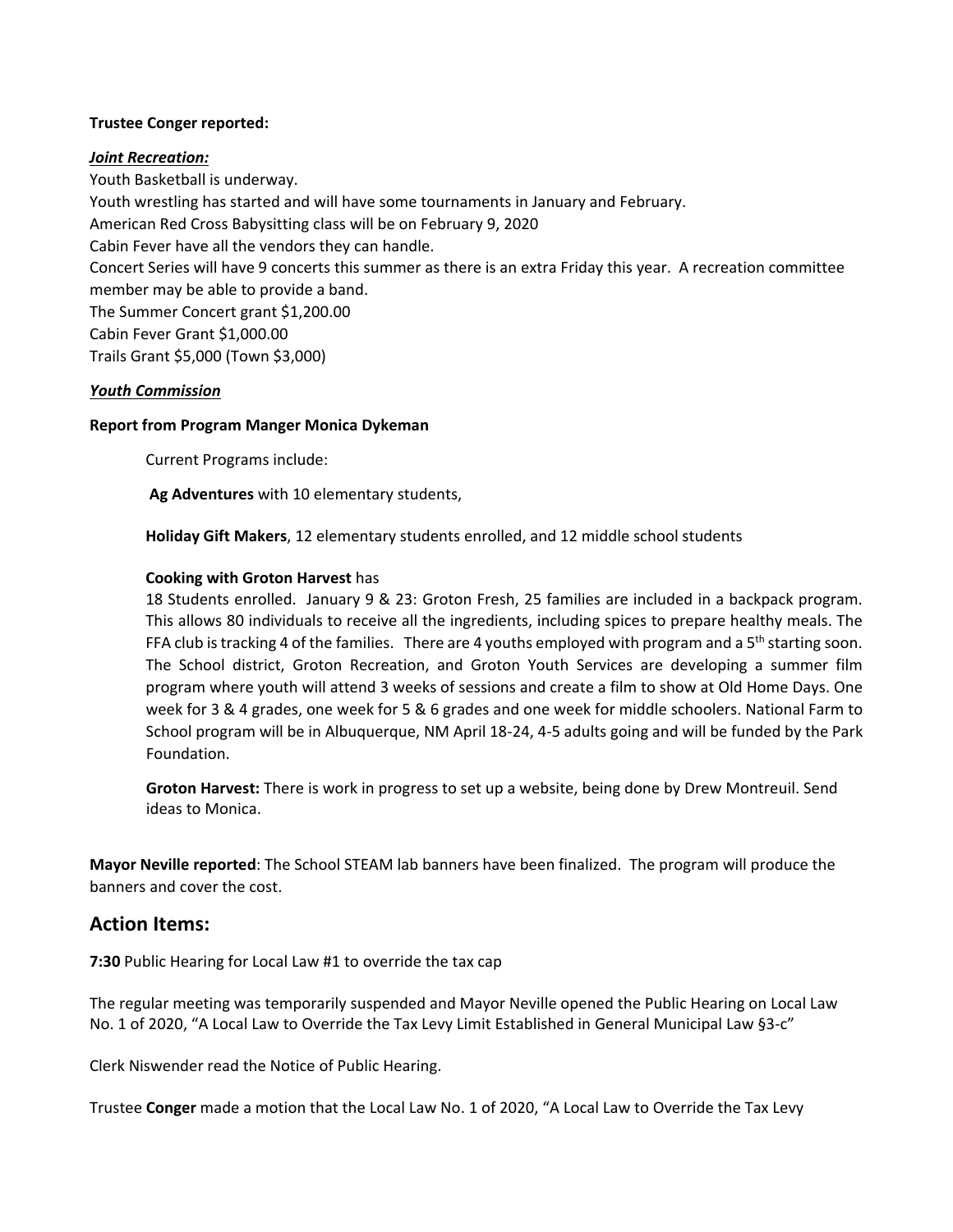**Trustee Conger reported:**

***Joint Recreation:***

Youth Basketball is underway.
Youth wrestling has started and will have some tournaments in January and February.
American Red Cross Babysitting class will be on February 9, 2020
Cabin Fever have all the vendors they can handle.
Concert Series will have 9 concerts this summer as there is an extra Friday this year. A recreation committee member may be able to provide a band.
The Summer Concert grant $1,200.00
Cabin Fever Grant $1,000.00
Trails Grant $5,000 (Town $3,000)

***Youth Commission***

**Report from Program Manger Monica Dykeman**

Current Programs include:

**Ag Adventures** with 10 elementary students,

**Holiday Gift Makers**, 12 elementary students enrolled, and 12 middle school students

**Cooking with Groton Harvest** has
18 Students enrolled. January 9 & 23: Groton Fresh, 25 families are included in a backpack program. This allows 80 individuals to receive all the ingredients, including spices to prepare healthy meals. The FFA club is tracking 4 of the families. There are 4 youths employed with program and a 5th starting soon. The School district, Groton Recreation, and Groton Youth Services are developing a summer film program where youth will attend 3 weeks of sessions and create a film to show at Old Home Days. One week for 3 & 4 grades, one week for 5 & 6 grades and one week for middle schoolers. National Farm to School program will be in Albuquerque, NM April 18-24, 4-5 adults going and will be funded by the Park Foundation.

**Groton Harvest:** There is work in progress to set up a website, being done by Drew Montreuil. Send ideas to Monica.

**Mayor Neville reported**: The School STEAM lab banners have been finalized. The program will produce the banners and cover the cost.

## Action Items:

**7:30** Public Hearing for Local Law #1 to override the tax cap

The regular meeting was temporarily suspended and Mayor Neville opened the Public Hearing on Local Law No. 1 of 2020, "A Local Law to Override the Tax Levy Limit Established in General Municipal Law §3-c"

Clerk Niswender read the Notice of Public Hearing.

Trustee **Conger** made a motion that the Local Law No. 1 of 2020, "A Local Law to Override the Tax Levy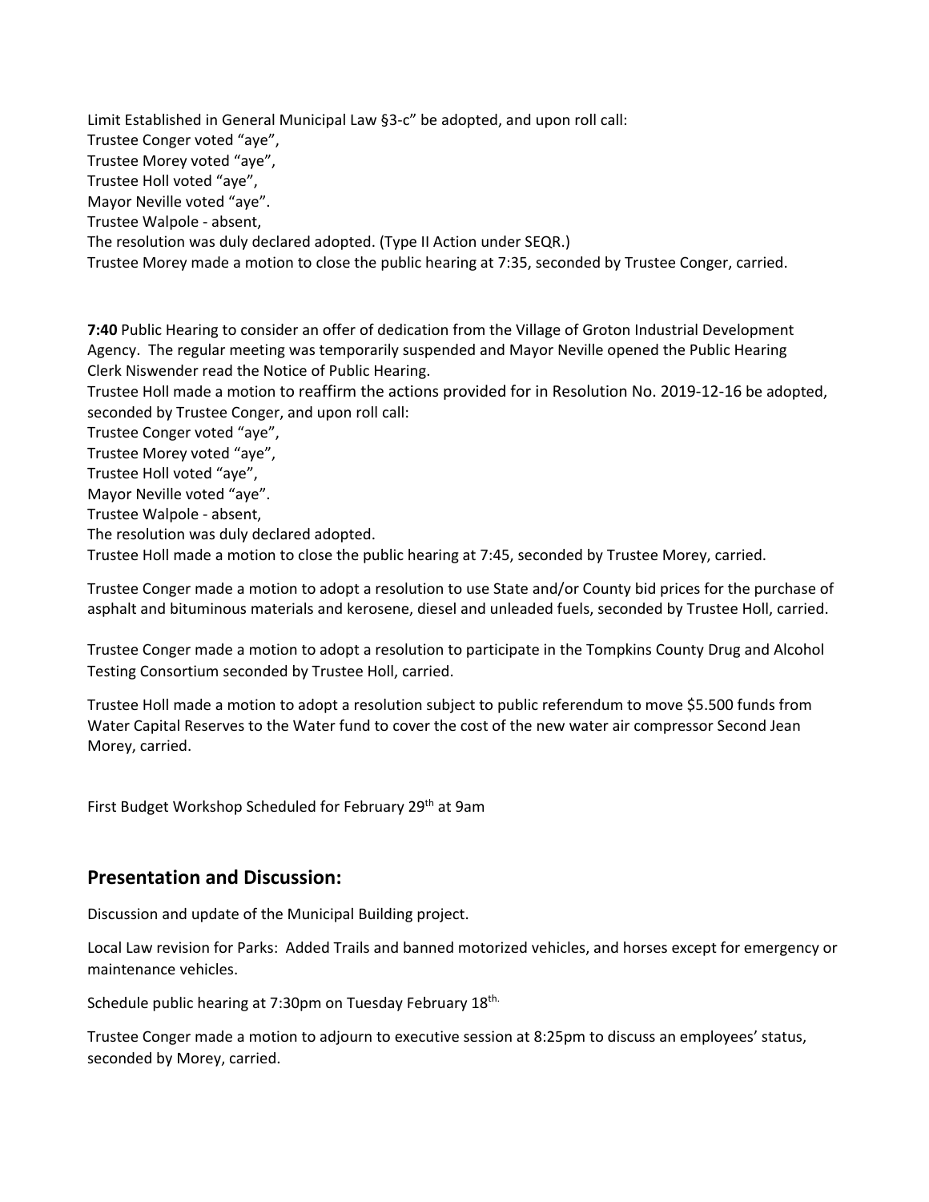Limit Established in General Municipal Law §3-c" be adopted, and upon roll call:
Trustee Conger voted "aye",
Trustee Morey voted "aye",
Trustee Holl voted "aye",
Mayor Neville voted "aye".
Trustee Walpole - absent,
The resolution was duly declared adopted. (Type II Action under SEQR.)
Trustee Morey made a motion to close the public hearing at 7:35, seconded by Trustee Conger, carried.

**7:40** Public Hearing to consider an offer of dedication from the Village of Groton Industrial Development Agency. The regular meeting was temporarily suspended and Mayor Neville opened the Public Hearing
Clerk Niswender read the Notice of Public Hearing.
Trustee Holl made a motion to reaffirm the actions provided for in Resolution No. 2019-12-16 be adopted, seconded by Trustee Conger, and upon roll call:
Trustee Conger voted "aye",
Trustee Morey voted "aye",
Trustee Holl voted "aye",
Mayor Neville voted "aye".
Trustee Walpole - absent,
The resolution was duly declared adopted.
Trustee Holl made a motion to close the public hearing at 7:45, seconded by Trustee Morey, carried.

Trustee Conger made a motion to adopt a resolution to use State and/or County bid prices for the purchase of asphalt and bituminous materials and kerosene, diesel and unleaded fuels, seconded by Trustee Holl, carried.

Trustee Conger made a motion to adopt a resolution to participate in the Tompkins County Drug and Alcohol Testing Consortium seconded by Trustee Holl, carried.

Trustee Holl made a motion to adopt a resolution subject to public referendum to move $5.500 funds from Water Capital Reserves to the Water fund to cover the cost of the new water air compressor Second Jean Morey, carried.

First Budget Workshop Scheduled for February 29th at 9am

## Presentation and Discussion:

Discussion and update of the Municipal Building project.

Local Law revision for Parks: Added Trails and banned motorized vehicles, and horses except for emergency or maintenance vehicles.

Schedule public hearing at 7:30pm on Tuesday February 18th.

Trustee Conger made a motion to adjourn to executive session at 8:25pm to discuss an employees' status, seconded by Morey, carried.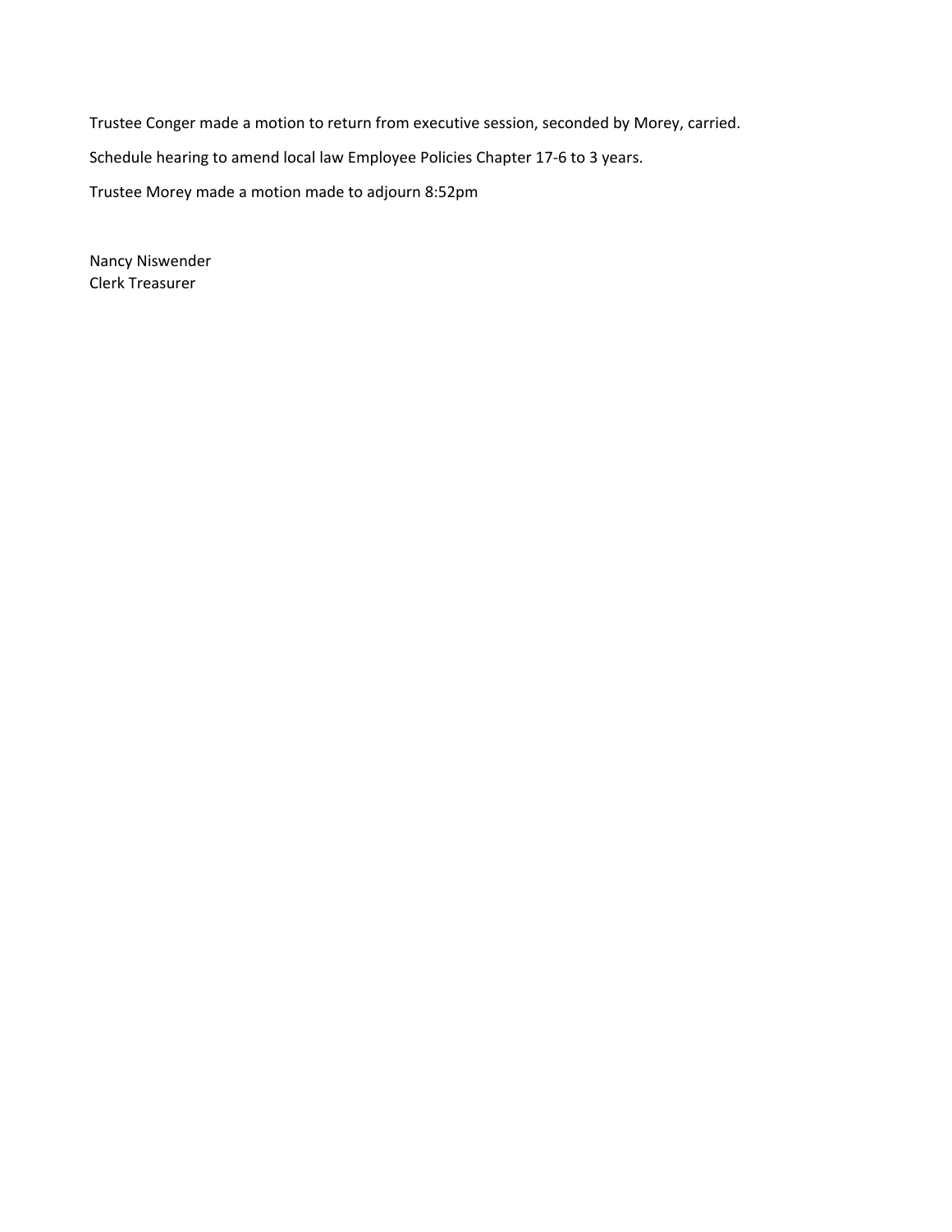Trustee Conger made a motion to return from executive session, seconded by Morey, carried.

Schedule hearing to amend local law Employee Policies Chapter 17-6 to 3 years.

Trustee Morey made a motion made to adjourn 8:52pm

Nancy Niswender
Clerk Treasurer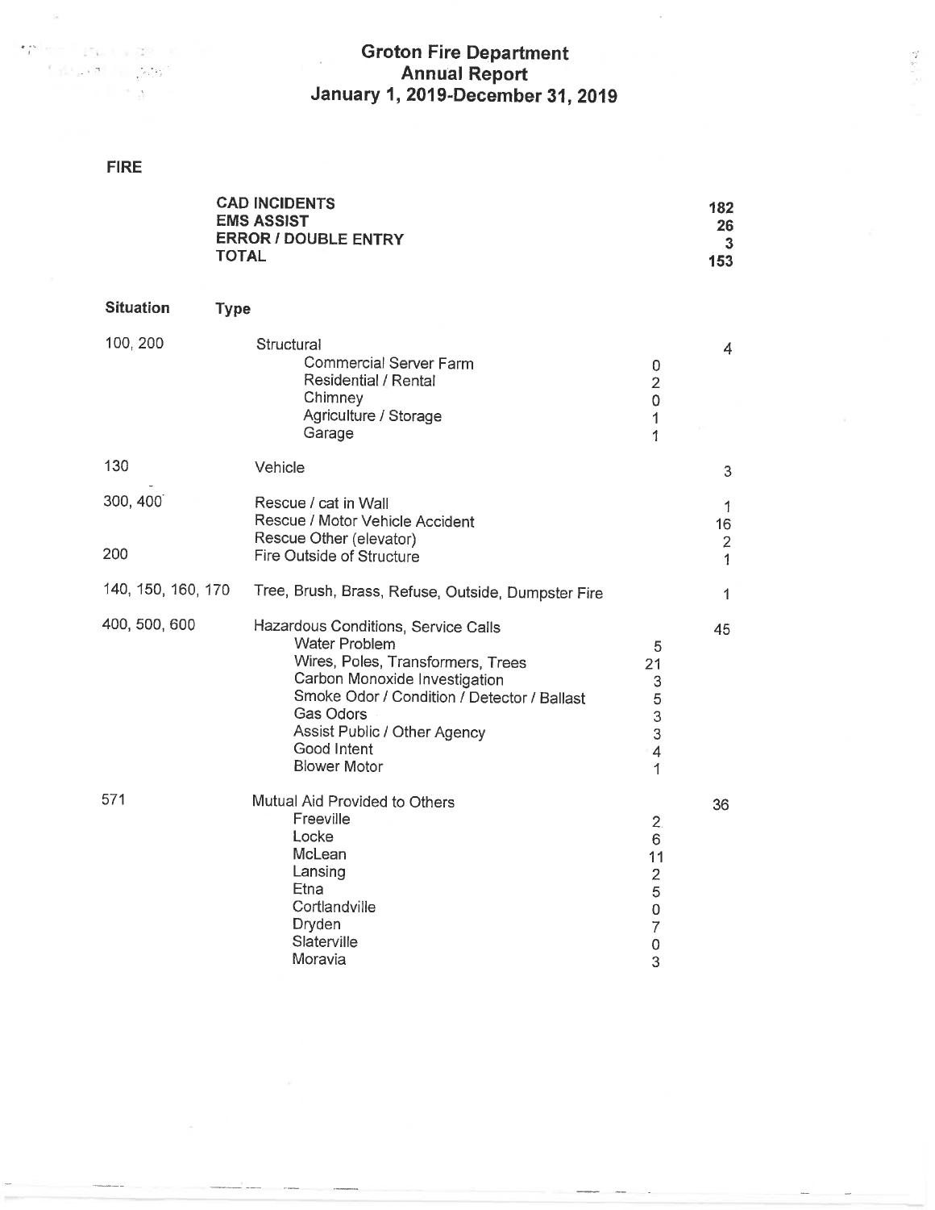# Groton Fire Department
## Annual Report
## January 1, 2019-December 31, 2019

**FIRE**

| | |
|---|---|
| **CAD INCIDENTS** | **182** |
| **EMS ASSIST** | **26** |
| **ERROR / DOUBLE ENTRY** | **3** |
| **TOTAL** | **153** |

| **Situation** | **Type** | | |
|---|---|---|---|
| 100, 200 | Structural | | 4 |
| | Commercial Server Farm | 0 | |
| | Residential / Rental | 2 | |
| | Chimney | 0 | |
| | Agriculture / Storage | 1 | |
| | Garage | 1 | |
| 130 | Vehicle | | 3 |
| 300, 400 | Rescue / cat in Wall | | 1 |
| | Rescue / Motor Vehicle Accident | | 16 |
| | Rescue Other (elevator) | | 2 |
| 200 | Fire Outside of Structure | | 1 |
| 140, 150, 160, 170 | Tree, Brush, Brass, Refuse, Outside, Dumpster Fire | | 1 |
| 400, 500, 600 | Hazardous Conditions, Service Calls | | 45 |
| | Water Problem | 5 | |
| | Wires, Poles, Transformers, Trees | 21 | |
| | Carbon Monoxide Investigation | 3 | |
| | Smoke Odor / Condition / Detector / Ballast | 5 | |
| | Gas Odors | 3 | |
| | Assist Public / Other Agency | 3 | |
| | Good Intent | 4 | |
| | Blower Motor | 1 | |
| 571 | Mutual Aid Provided to Others | | 36 |
| | Freeville | 2 | |
| | Locke | 6 | |
| | McLean | 11 | |
| | Lansing | 2 | |
| | Etna | 5 | |
| | Cortlandville | 0 | |
| | Dryden | 7 | |
| | Slaterville | 0 | |
| | Moravia | 3 | |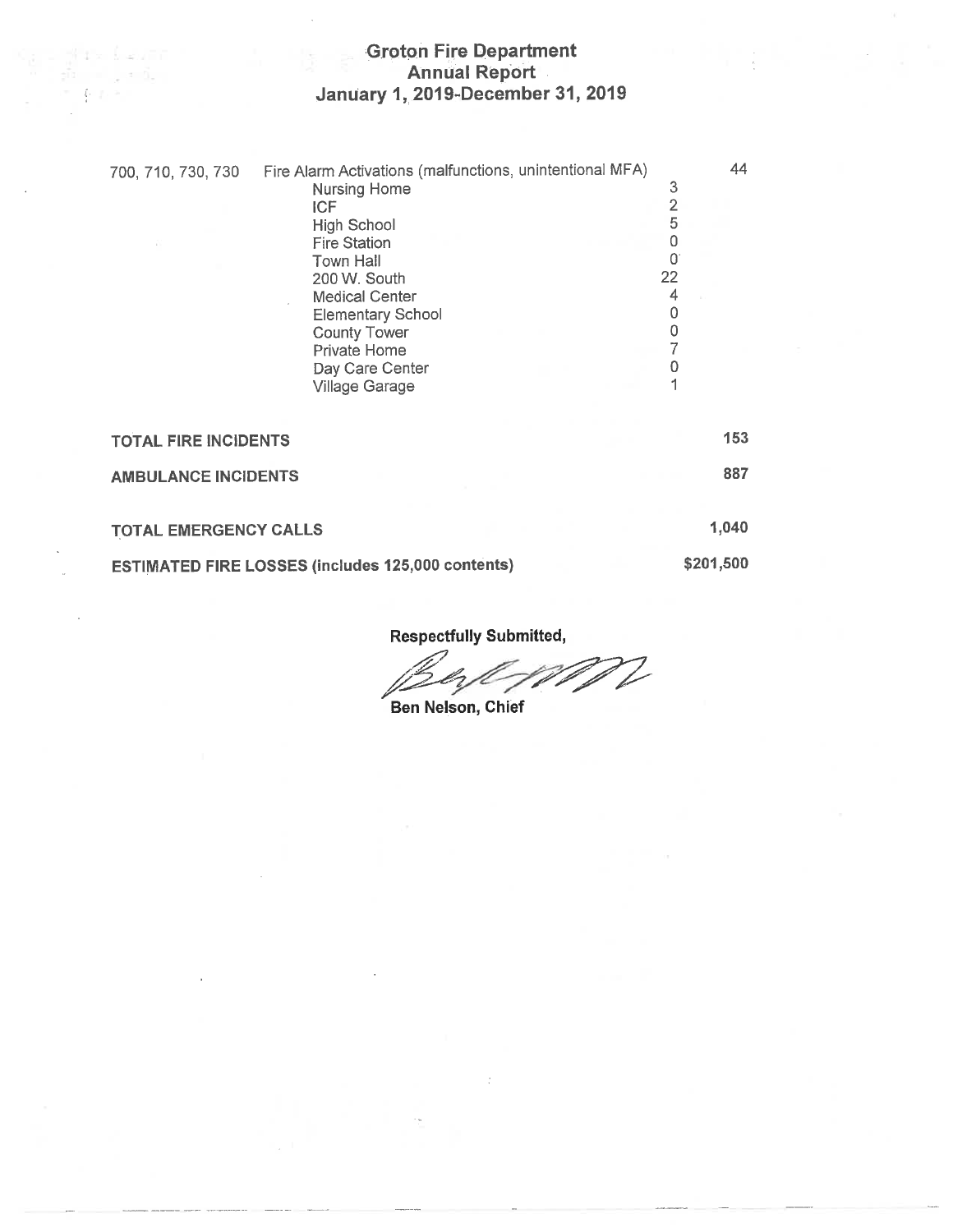# Groton Fire Department
## Annual Report
## January 1, 2019-December 31, 2019

| Code | Description | Count | Total |
|---|---|---|---|
| 700, 710, 730, 730 | Fire Alarm Activations (malfunctions, unintentional MFA) | | 44 |
| | Nursing Home | 3 | |
| | ICF | 2 | |
| | High School | 5 | |
| | Fire Station | 0 | |
| | Town Hall | 0 | |
| | 200 W. South | 22 | |
| | Medical Center | 4 | |
| | Elementary School | 0 | |
| | County Tower | 0 | |
| | Private Home | 7 | |
| | Day Care Center | 0 | |
| | Village Garage | 1 | |

| | |
|---|---|
| **TOTAL FIRE INCIDENTS** | **153** |
| **AMBULANCE INCIDENTS** | **887** |
| **TOTAL EMERGENCY CALLS** | **1,040** |
| **ESTIMATED FIRE LOSSES (includes 125,000 contents)** | **$201,500** |

**Respectfully Submitted,**

**Ben Nelson, Chief**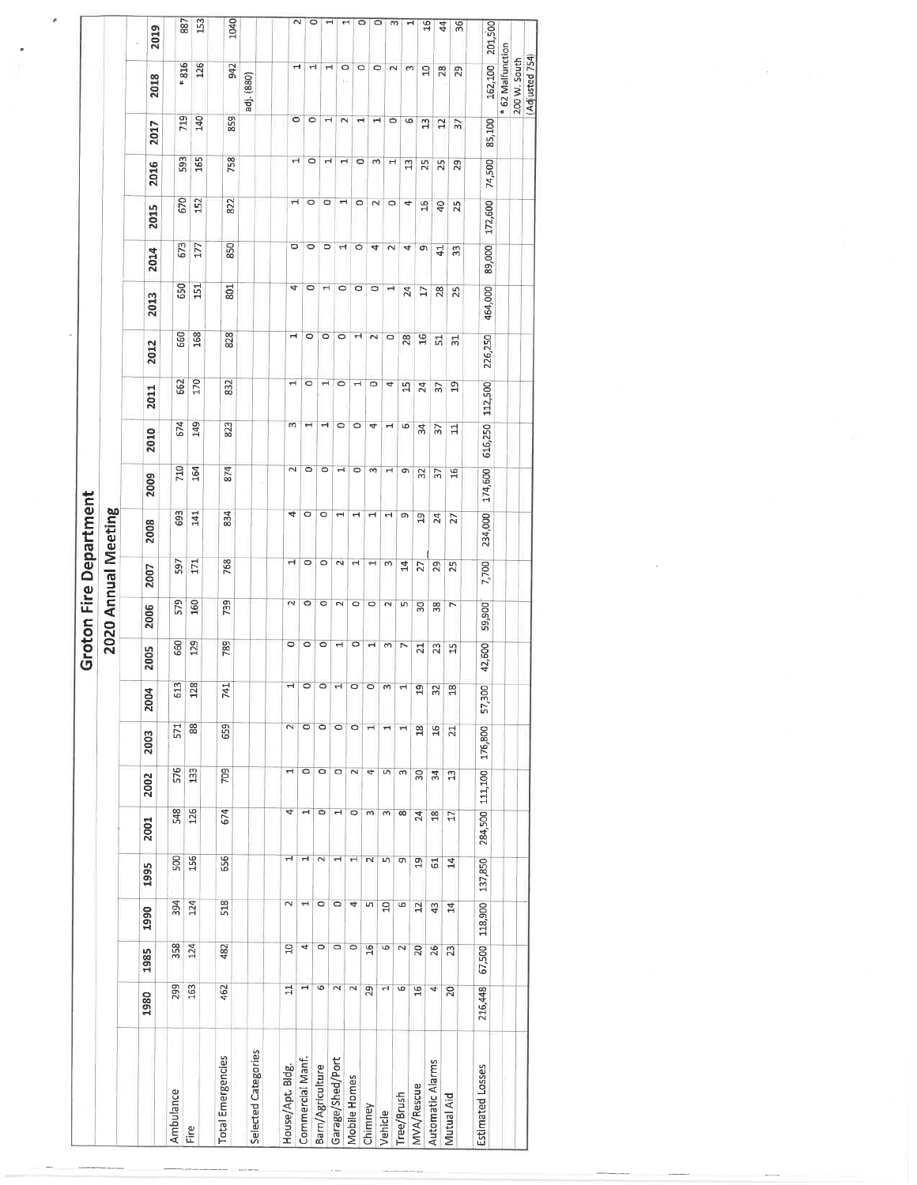# Groton Fire Department

## 2020 Annual Meeting

| | 1980 | 1985 | 1990 | 1995 | 2001 | 2002 | 2003 | 2004 | 2005 | 2006 | 2007 | 2008 | 2009 | 2010 | 2011 | 2012 | 2013 | 2014 | 2015 | 2016 | 2017 | 2018 | 2019 |
|---|---|---|---|---|---|---|---|---|---|---|---|---|---|---|---|---|---|---|---|---|---|---|---|
| Ambulance | 299 | 358 | 394 | 500 | 548 | 576 | 571 | 613 | 660 | 579 | 597 | 693 | 710 | 674 | 662 | 660 | 650 | 673 | 670 | 593 | 719 | * 816 | 887 |
| Fire | 163 | 124 | 124 | 156 | 126 | 133 | 88 | 128 | 129 | 160 | 171 | 141 | 164 | 149 | 170 | 168 | 151 | 177 | 152 | 165 | 140 | 126 | 153 |
| Total Emergencies | 462 | 482 | 518 | 656 | 674 | 709 | 659 | 741 | 789 | 739 | 768 | 834 | 874 | 823 | 832 | 828 | 801 | 850 | 822 | 758 | 859 | 942 | 1040 |
| | | | | | | | | | | | | | | | | | | | | | | adj. (880) | |
| Selected Categories | | | | | | | | | | | | | | | | | | | | | | | |
| House/Apt. Bldg. | 11 | 10 | 2 | 1 | 4 | 1 | 2 | 1 | 0 | 2 | 1 | 4 | 2 | 3 | 1 | 1 | 4 | 0 | 1 | 1 | 0 | 1 | 2 |
| Commercial Manf. | 1 | 4 | 1 | 1 | 1 | 0 | 0 | 0 | 0 | 0 | 0 | 0 | 0 | 1 | 0 | 0 | 0 | 0 | 0 | 0 | 0 | 1 | 0 |
| Barn/Agriculture | 6 | 0 | 0 | 2 | 0 | 0 | 0 | 0 | 0 | 0 | 0 | 0 | 0 | 1 | 1 | 0 | 1 | 0 | 0 | 1 | 1 | 1 | 1 |
| Garage/Shed/Port | 2 | 0 | 0 | 1 | 1 | 0 | 0 | 1 | 1 | 2 | 2 | 1 | 1 | 0 | 0 | 0 | 0 | 1 | 1 | 1 | 2 | 0 | 1 |
| Mobile Homes | 2 | 0 | 4 | 1 | 0 | 2 | 0 | 0 | 0 | 0 | 1 | 1 | 0 | 0 | 1 | 1 | 0 | 0 | 0 | 0 | 1 | 0 | 0 |
| Chimney | 29 | 16 | 5 | 2 | 3 | 4 | 1 | 0 | 1 | 0 | 1 | 1 | 3 | 4 | 0 | 2 | 0 | 4 | 2 | 3 | 1 | 0 | 0 |
| Vehicle | 1 | 6 | 10 | 5 | 3 | 5 | 1 | 3 | 3 | 2 | 3 | 1 | 1 | 1 | 4 | 0 | 1 | 2 | 0 | 1 | 0 | 2 | 3 |
| Tree/Brush | 6 | 2 | 6 | 9 | 8 | 3 | 1 | 1 | 7 | 5 | 14 | 9 | 9 | 6 | 15 | 28 | 24 | 4 | 4 | 13 | 6 | 3 | 1 |
| MVA/Rescue | 16 | 20 | 12 | 19 | 24 | 30 | 18 | 19 | 21 | 30 | 27 | 19 | 32 | 34 | 24 | 16 | 17 | 9 | 16 | 25 | 13 | 10 | 16 |
| Automatic Alarms | 4 | 26 | 43 | 61 | 18 | 34 | 16 | 32 | 23 | 38 | 29 | 24 | 37 | 37 | 37 | 51 | 28 | 41 | 40 | 25 | 12 | 28 | 44 |
| Mutual Aid | 20 | 23 | 14 | 14 | 17 | 13 | 21 | 18 | 15 | 7 | 25 | 27 | 16 | 11 | 19 | 31 | 25 | 33 | 25 | 29 | 37 | 29 | 36 |
| Estimated Losses | 216,448 | 67,500 | 118,900 | 137,850 | 284,500 | 111,100 | 176,800 | 57,300 | 42,600 | 59,900 | 7,700 | 234,000 | 174,600 | 616,250 | 112,500 | 226,250 | 464,000 | 89,000 | 172,600 | 74,500 | 85,100 | 162,100 | 201,500 |

\* 62 Malfunction 200 W. South (Adjusted 754)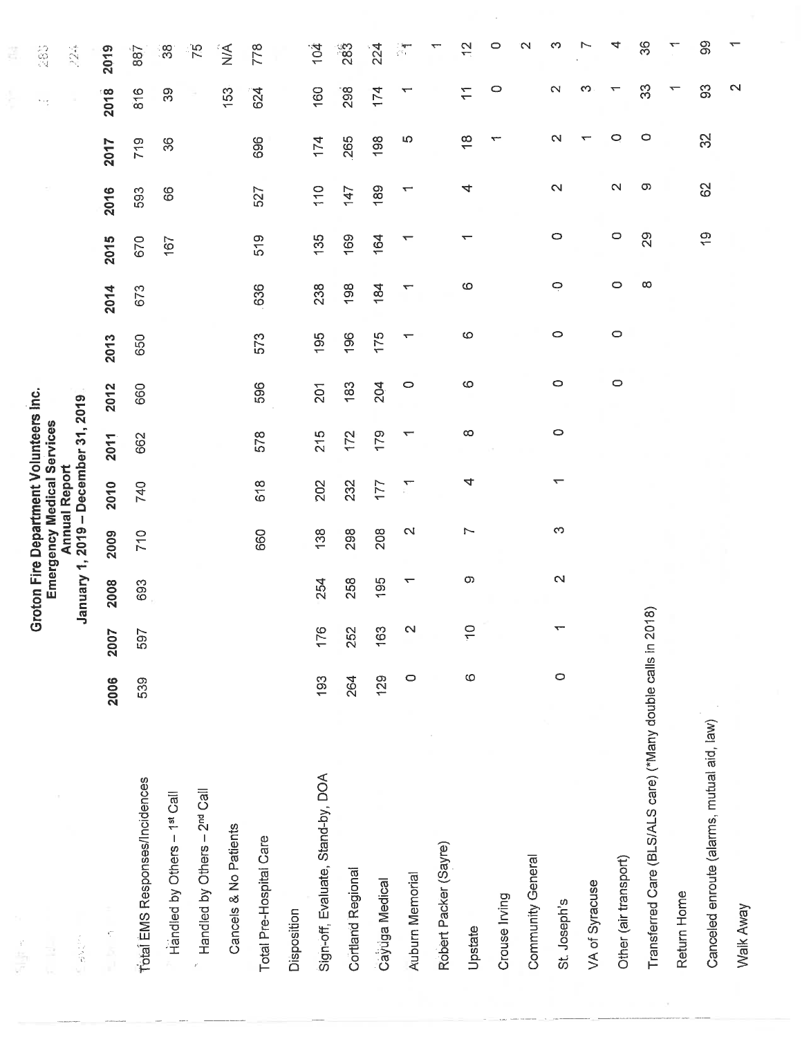# Groton Fire Department Volunteers Inc.
## Emergency Medical Services
### Annual Report
### January 1, 2019 – December 31, 2019

| | 2006 | 2007 | 2008 | 2009 | 2010 | 2011 | 2012 | 2013 | 2014 | 2015 | 2016 | 2017 | 2018 | 2019 |
|---|---|---|---|---|---|---|---|---|---|---|---|---|---|---|
| Total EMS Responses/Incidences | 539 | 597 | 693 | 710 | 740 | 662 | 660 | 650 | 673 | 670 | 593 | 719 | 816 | 887 |
| Handled by Others – 1st Call | | | | | | | | | | 167 | 66 | 36 | 39 | 38 |
| Handled by Others – 2nd Call | | | | | | | | | | | | | | 75 |
| Cancels & No Patients | | | | | | | | | | | | | 153 | N/A |
| Total Pre-Hospital Care | | | | 660 | 618 | 578 | 596 | 573 | 636 | 519 | 527 | 696 | 624 | 778 |
| Disposition | | | | | | | | | | | | | | |
| Sign-off, Evaluate, Stand-by, DOA | 193 | 176 | 254 | 138 | 202 | 215 | 201 | 195 | 238 | 135 | 110 | 174 | 160 | 104 |
| Cortland Regional | 264 | 252 | 258 | 298 | 232 | 172 | 183 | 196 | 198 | 169 | 147 | 265 | 298 | 283 |
| Cayuga Medical | 129 | 163 | 195 | 208 | 177 | 179 | 204 | 175 | 184 | 164 | 189 | 198 | 174 | 224 |
| Auburn Memorial | 0 | 2 | 1 | 2 | 1 | 1 | 0 | 1 | 1 | 1 | 1 | 5 | 1 | 1 |
| Robert Packer (Sayre) | | | | | | | | | | | | | | 1 |
| Upstate | 6 | 10 | 9 | 7 | 4 | 8 | 6 | 6 | 6 | 1 | 4 | 18 | 11 | 12 |
| Crouse Irving | | | | | | | | | | | | 1 | 0 | 0 |
| Community General | | | | | | | | | | | | | | 2 |
| St. Joseph's | 0 | 1 | 2 | 3 | 1 | 0 | 0 | 0 | 0 | 0 | 2 | 2 | 2 | 3 |
| VA of Syracuse | | | | | | | | | | | | 1 | 3 | 7 |
| Other (air transport) | | | | | | | 0 | 0 | 0 | 0 | 2 | 0 | 1 | 4 |
| Transferred Care (BLS/ALS care) (*Many double calls in 2018) | | | | | | | | | 8 | 29 | 9 | 0 | 33 | 36 |
| Return Home | | | | | | | | | | | | | 1 | 1 |
| Canceled enroute (alarms, mutual aid, law) | | | | | | | | | | 19 | 62 | 32 | 93 | 99 |
| Walk Away | | | | | | | | | | | | | 2 | 1 |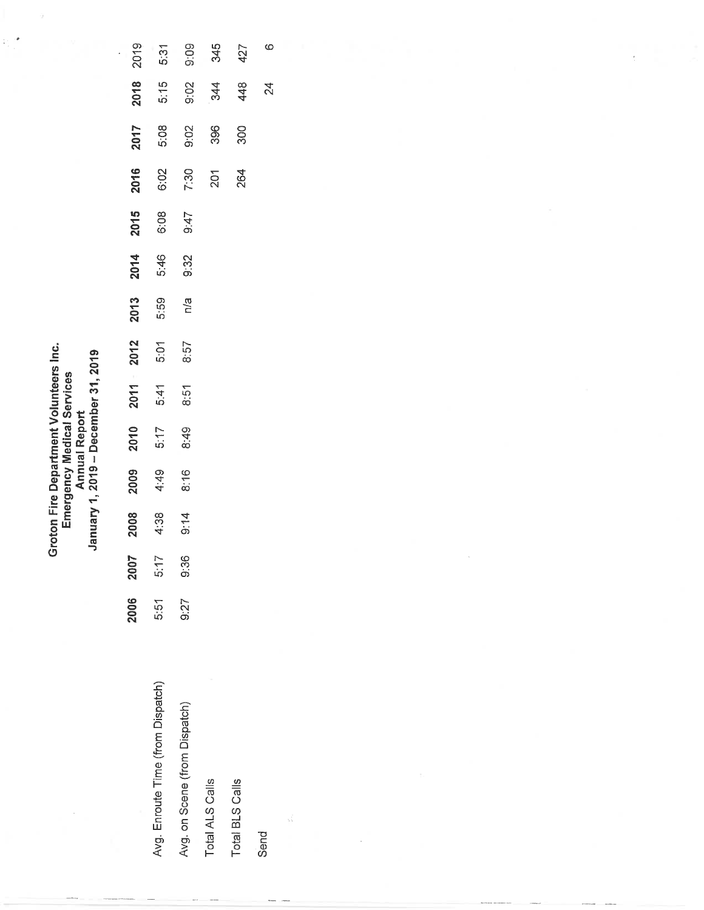**Groton Fire Department Volunteers Inc.**
**Emergency Medical Services**
**Annual Report**
**January 1, 2019 – December 31, 2019**

| | 2006 | 2007 | 2008 | 2009 | 2010 | 2011 | 2012 | 2013 | 2014 | 2015 | 2016 | 2017 | 2018 | 2019 |
|---|---|---|---|---|---|---|---|---|---|---|---|---|---|---|
| Avg. Enroute Time (from Dispatch) | 5:51 | 5:17 | 4:38 | 4:49 | 5:17 | 5:41 | 5:01 | 5:59 | 5:46 | 6:08 | 6:02 | 5:08 | 5:15 | 5:31 |
| Avg. on Scene (from Dispatch) | 9:27 | 9:36 | 9:14 | 8:16 | 8:49 | 8:51 | 8:57 | n/a | 9:32 | 9:47 | 7:30 | 9:02 | 9:02 | 9:09 |
| Total ALS Calls | | | | | | | | | | | 201 | 396 | 344 | 345 |
| Total BLS Calls | | | | | | | | | | | 264 | 300 | 448 | 427 |
| Send | | | | | | | | | | | | | 24 | 6 |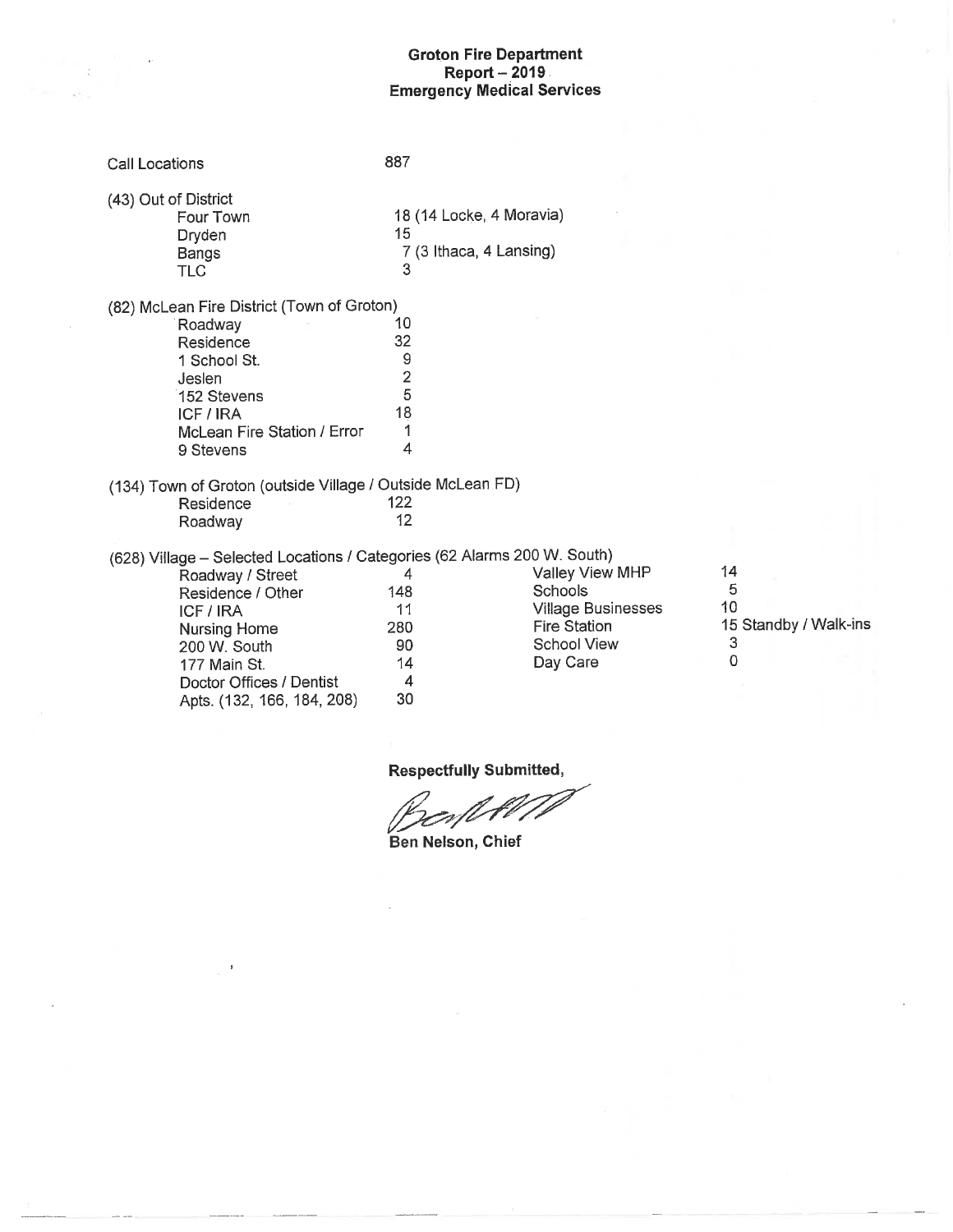## Groton Fire Department
## Report – 2019
## Emergency Medical Services

Call Locations 887

(43) Out of District

| | |
|---|---|
| Four Town | 18 (14 Locke, 4 Moravia) |
| Dryden | 15 |
| Bangs | 7 (3 Ithaca, 4 Lansing) |
| TLC | 3 |

(82) McLean Fire District (Town of Groton)

| | |
|---|---|
| Roadway | 10 |
| Residence | 32 |
| 1 School St. | 9 |
| Jeslen | 2 |
| 152 Stevens | 5 |
| ICF / IRA | 18 |
| McLean Fire Station / Error | 1 |
| 9 Stevens | 4 |

(134) Town of Groton (outside Village / Outside McLean FD)

| | |
|---|---|
| Residence | 122 |
| Roadway | 12 |

(628) Village – Selected Locations / Categories (62 Alarms 200 W. South)

| | | | |
|---|---|---|---|
| Roadway / Street | 4 | Valley View MHP | 14 |
| Residence / Other | 148 | Schools | 5 |
| ICF / IRA | 11 | Village Businesses | 10 |
| Nursing Home | 280 | Fire Station | 15 Standby / Walk-ins |
| 200 W. South | 90 | School View | 3 |
| 177 Main St. | 14 | Day Care | 0 |
| Doctor Offices / Dentist | 4 | | |
| Apts. (132, 166, 184, 208) | 30 | | |

**Respectfully Submitted,**

**Ben Nelson, Chief**